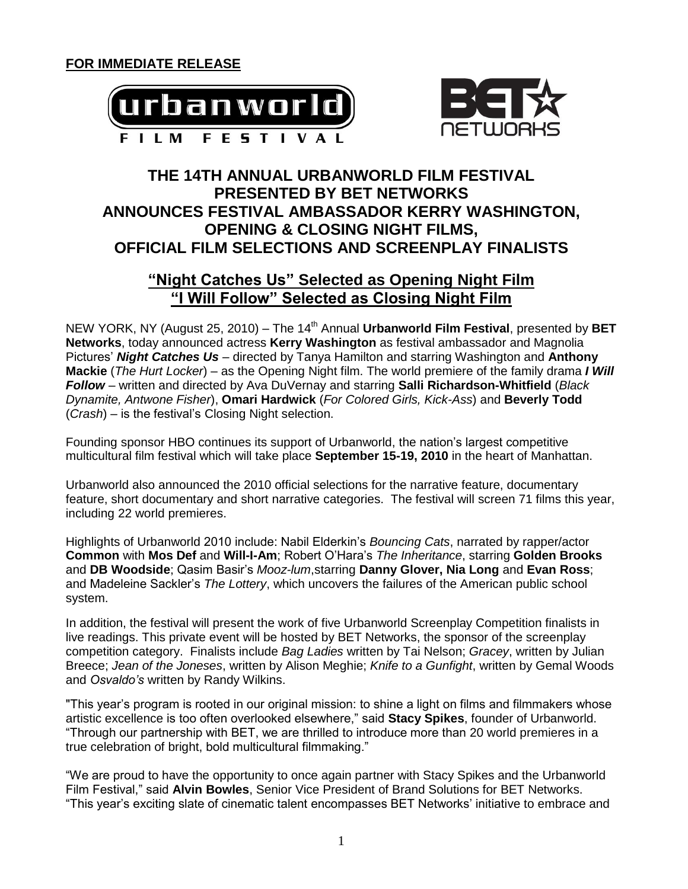**FOR IMMEDIATE RELEASE**

# THE 14TH ANNUAL URBANWORLD FILM FESTIVAL PRESENTED BY BET NETWORKS ANNOUNCES FESTIVAL AMBASSADOR KERRY WASHINGTON, OPENING & CLOSING NIGHT FILMS, OFFICIAL FILM SELECTIONS AND SCREENPLAY FINALISTS

## "Night Catches Us" Selected as Opening Night Film
## "I Will Follow" Selected as Closing Night Film

NEW YORK, NY (August 25, 2010) – The 14th Annual **Urbanworld Film Festival**, presented by **BET Networks**, today announced actress **Kerry Washington** as festival ambassador and Magnolia Pictures' ***Night Catches Us*** – directed by Tanya Hamilton and starring Washington and **Anthony Mackie** (*The Hurt Locker*) – as the Opening Night film. The world premiere of the family drama ***I Will Follow*** – written and directed by Ava DuVernay and starring **Salli Richardson-Whitfield** (*Black Dynamite, Antwone Fisher*), **Omari Hardwick** (*For Colored Girls, Kick-Ass*) and **Beverly Todd** (*Crash*) – is the festival's Closing Night selection.

Founding sponsor HBO continues its support of Urbanworld, the nation's largest competitive multicultural film festival which will take place **September 15-19, 2010** in the heart of Manhattan.

Urbanworld also announced the 2010 official selections for the narrative feature, documentary feature, short documentary and short narrative categories. The festival will screen 71 films this year, including 22 world premieres.

Highlights of Urbanworld 2010 include: Nabil Elderkin's *Bouncing Cats*, narrated by rapper/actor **Common** with **Mos Def** and **Will-I-Am**; Robert O'Hara's *The Inheritance*, starring **Golden Brooks** and **DB Woodside**; Qasim Basir's *Mooz-lum*,starring **Danny Glover, Nia Long** and **Evan Ross**; and Madeleine Sackler's *The Lottery*, which uncovers the failures of the American public school system.

In addition, the festival will present the work of five Urbanworld Screenplay Competition finalists in live readings. This private event will be hosted by BET Networks, the sponsor of the screenplay competition category. Finalists include *Bag Ladies* written by Tai Nelson; *Gracey*, written by Julian Breece; *Jean of the Joneses*, written by Alison Meghie; *Knife to a Gunfight*, written by Gemal Woods and *Osvaldo's* written by Randy Wilkins.

"This year's program is rooted in our original mission: to shine a light on films and filmmakers whose artistic excellence is too often overlooked elsewhere," said **Stacy Spikes**, founder of Urbanworld. "Through our partnership with BET, we are thrilled to introduce more than 20 world premieres in a true celebration of bright, bold multicultural filmmaking."

"We are proud to have the opportunity to once again partner with Stacy Spikes and the Urbanworld Film Festival," said **Alvin Bowles**, Senior Vice President of Brand Solutions for BET Networks. "This year's exciting slate of cinematic talent encompasses BET Networks' initiative to embrace and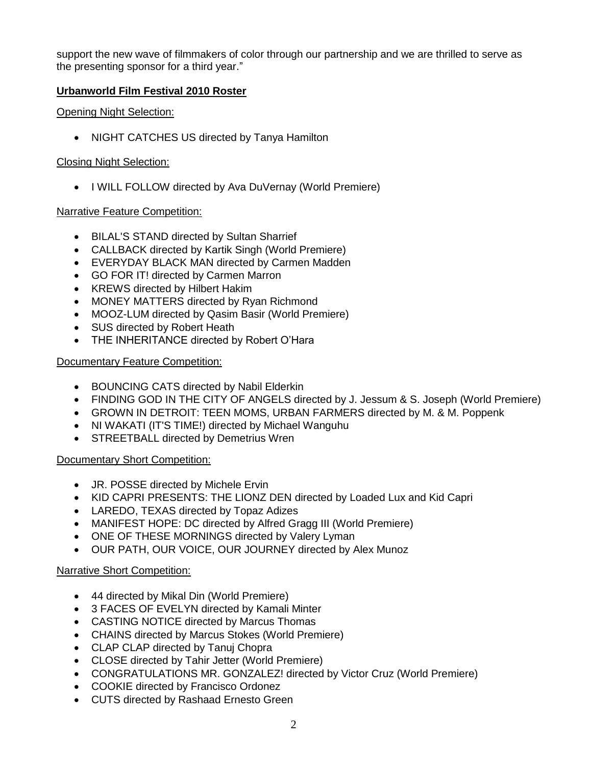support the new wave of filmmakers of color through our partnership and we are thrilled to serve as the presenting sponsor for a third year."

## Urbanworld Film Festival 2010 Roster

### Opening Night Selection:

- NIGHT CATCHES US directed by Tanya Hamilton

### Closing Night Selection:

- I WILL FOLLOW directed by Ava DuVernay (World Premiere)

### Narrative Feature Competition:

- BILAL'S STAND directed by Sultan Sharrief
- CALLBACK directed by Kartik Singh (World Premiere)
- EVERYDAY BLACK MAN directed by Carmen Madden
- GO FOR IT! directed by Carmen Marron
- KREWS directed by Hilbert Hakim
- MONEY MATTERS directed by Ryan Richmond
- MOOZ-LUM directed by Qasim Basir (World Premiere)
- SUS directed by Robert Heath
- THE INHERITANCE directed by Robert O'Hara

### Documentary Feature Competition:

- BOUNCING CATS directed by Nabil Elderkin
- FINDING GOD IN THE CITY OF ANGELS directed by J. Jessum & S. Joseph (World Premiere)
- GROWN IN DETROIT: TEEN MOMS, URBAN FARMERS directed by M. & M. Poppenk
- NI WAKATI (IT'S TIME!) directed by Michael Wanguhu
- STREETBALL directed by Demetrius Wren

### Documentary Short Competition:

- JR. POSSE directed by Michele Ervin
- KID CAPRI PRESENTS: THE LIONZ DEN directed by Loaded Lux and Kid Capri
- LAREDO, TEXAS directed by Topaz Adizes
- MANIFEST HOPE: DC directed by Alfred Gragg III (World Premiere)
- ONE OF THESE MORNINGS directed by Valery Lyman
- OUR PATH, OUR VOICE, OUR JOURNEY directed by Alex Munoz

### Narrative Short Competition:

- 44 directed by Mikal Din (World Premiere)
- 3 FACES OF EVELYN directed by Kamali Minter
- CASTING NOTICE directed by Marcus Thomas
- CHAINS directed by Marcus Stokes (World Premiere)
- CLAP CLAP directed by Tanuj Chopra
- CLOSE directed by Tahir Jetter (World Premiere)
- CONGRATULATIONS MR. GONZALEZ! directed by Victor Cruz (World Premiere)
- COOKIE directed by Francisco Ordonez
- CUTS directed by Rashaad Ernesto Green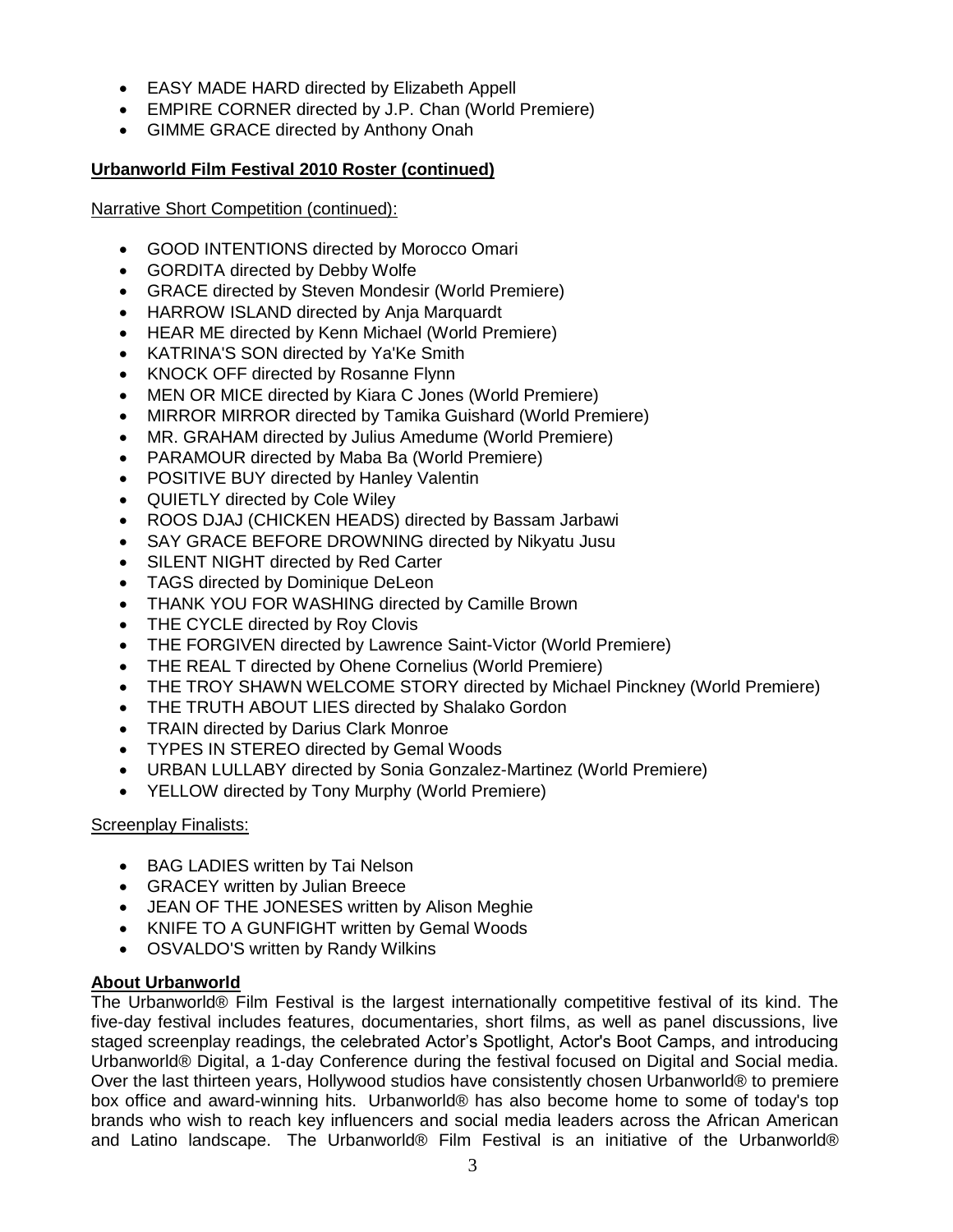- EASY MADE HARD directed by Elizabeth Appell
- EMPIRE CORNER directed by J.P. Chan (World Premiere)
- GIMME GRACE directed by Anthony Onah

**Urbanworld Film Festival 2010 Roster (continued)**

Narrative Short Competition (continued):

- GOOD INTENTIONS directed by Morocco Omari
- GORDITA directed by Debby Wolfe
- GRACE directed by Steven Mondesir (World Premiere)
- HARROW ISLAND directed by Anja Marquardt
- HEAR ME directed by Kenn Michael (World Premiere)
- KATRINA'S SON directed by Ya'Ke Smith
- KNOCK OFF directed by Rosanne Flynn
- MEN OR MICE directed by Kiara C Jones (World Premiere)
- MIRROR MIRROR directed by Tamika Guishard (World Premiere)
- MR. GRAHAM directed by Julius Amedume (World Premiere)
- PARAMOUR directed by Maba Ba (World Premiere)
- POSITIVE BUY directed by Hanley Valentin
- QUIETLY directed by Cole Wiley
- ROOS DJAJ (CHICKEN HEADS) directed by Bassam Jarbawi
- SAY GRACE BEFORE DROWNING directed by Nikyatu Jusu
- SILENT NIGHT directed by Red Carter
- TAGS directed by Dominique DeLeon
- THANK YOU FOR WASHING directed by Camille Brown
- THE CYCLE directed by Roy Clovis
- THE FORGIVEN directed by Lawrence Saint-Victor (World Premiere)
- THE REAL T directed by Ohene Cornelius (World Premiere)
- THE TROY SHAWN WELCOME STORY directed by Michael Pinckney (World Premiere)
- THE TRUTH ABOUT LIES directed by Shalako Gordon
- TRAIN directed by Darius Clark Monroe
- TYPES IN STEREO directed by Gemal Woods
- URBAN LULLABY directed by Sonia Gonzalez-Martinez (World Premiere)
- YELLOW directed by Tony Murphy (World Premiere)

Screenplay Finalists:

- BAG LADIES written by Tai Nelson
- GRACEY written by Julian Breece
- JEAN OF THE JONESES written by Alison Meghie
- KNIFE TO A GUNFIGHT written by Gemal Woods
- OSVALDO'S written by Randy Wilkins

**About Urbanworld**

The Urbanworld® Film Festival is the largest internationally competitive festival of its kind. The five-day festival includes features, documentaries, short films, as well as panel discussions, live staged screenplay readings, the celebrated Actor's Spotlight, Actor's Boot Camps, and introducing Urbanworld® Digital, a 1-day Conference during the festival focused on Digital and Social media. Over the last thirteen years, Hollywood studios have consistently chosen Urbanworld® to premiere box office and award-winning hits. Urbanworld® has also become home to some of today's top brands who wish to reach key influencers and social media leaders across the African American and Latino landscape. The Urbanworld® Film Festival is an initiative of the Urbanworld®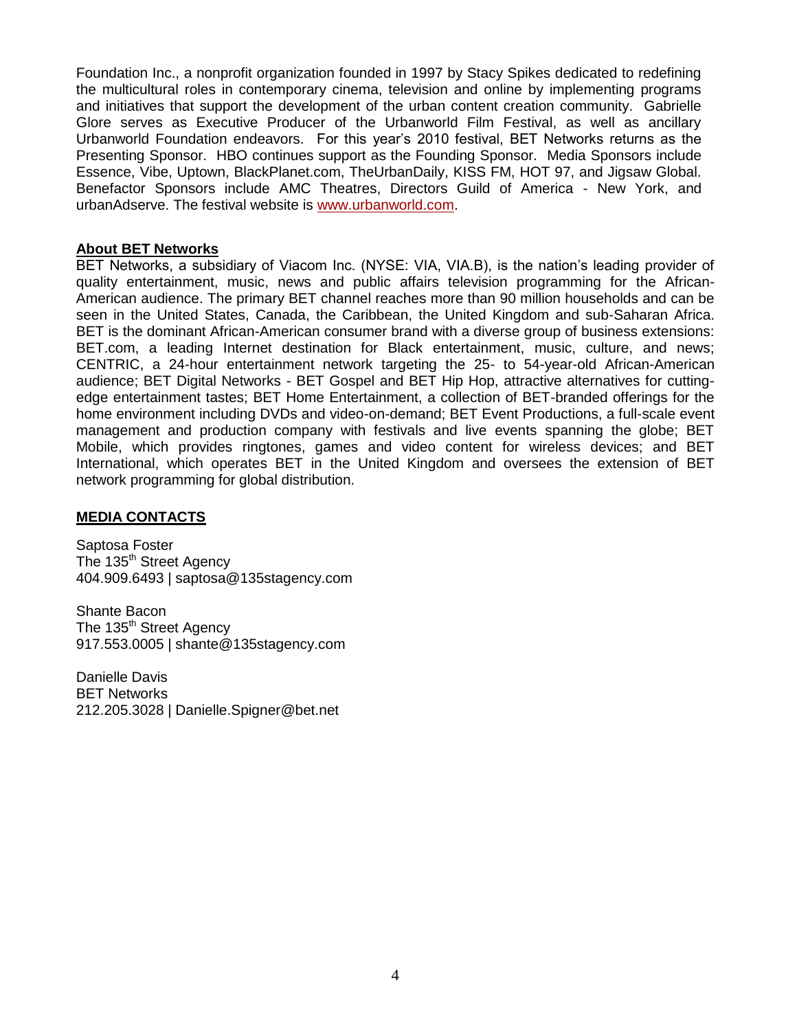Foundation Inc., a nonprofit organization founded in 1997 by Stacy Spikes dedicated to redefining the multicultural roles in contemporary cinema, television and online by implementing programs and initiatives that support the development of the urban content creation community. Gabrielle Glore serves as Executive Producer of the Urbanworld Film Festival, as well as ancillary Urbanworld Foundation endeavors. For this year's 2010 festival, BET Networks returns as the Presenting Sponsor. HBO continues support as the Founding Sponsor. Media Sponsors include Essence, Vibe, Uptown, BlackPlanet.com, TheUrbanDaily, KISS FM, HOT 97, and Jigsaw Global. Benefactor Sponsors include AMC Theatres, Directors Guild of America - New York, and urbanAdserve. The festival website is www.urbanworld.com.

**About BET Networks**

BET Networks, a subsidiary of Viacom Inc. (NYSE: VIA, VIA.B), is the nation's leading provider of quality entertainment, music, news and public affairs television programming for the African-American audience. The primary BET channel reaches more than 90 million households and can be seen in the United States, Canada, the Caribbean, the United Kingdom and sub-Saharan Africa. BET is the dominant African-American consumer brand with a diverse group of business extensions: BET.com, a leading Internet destination for Black entertainment, music, culture, and news; CENTRIC, a 24-hour entertainment network targeting the 25- to 54-year-old African-American audience; BET Digital Networks - BET Gospel and BET Hip Hop, attractive alternatives for cutting-edge entertainment tastes; BET Home Entertainment, a collection of BET-branded offerings for the home environment including DVDs and video-on-demand; BET Event Productions, a full-scale event management and production company with festivals and live events spanning the globe; BET Mobile, which provides ringtones, games and video content for wireless devices; and BET International, which operates BET in the United Kingdom and oversees the extension of BET network programming for global distribution.

**MEDIA CONTACTS**

Saptosa Foster
The 135th Street Agency
404.909.6493 | saptosa@135stagency.com

Shante Bacon
The 135th Street Agency
917.553.0005 | shante@135stagency.com

Danielle Davis
BET Networks
212.205.3028 | Danielle.Spigner@bet.net